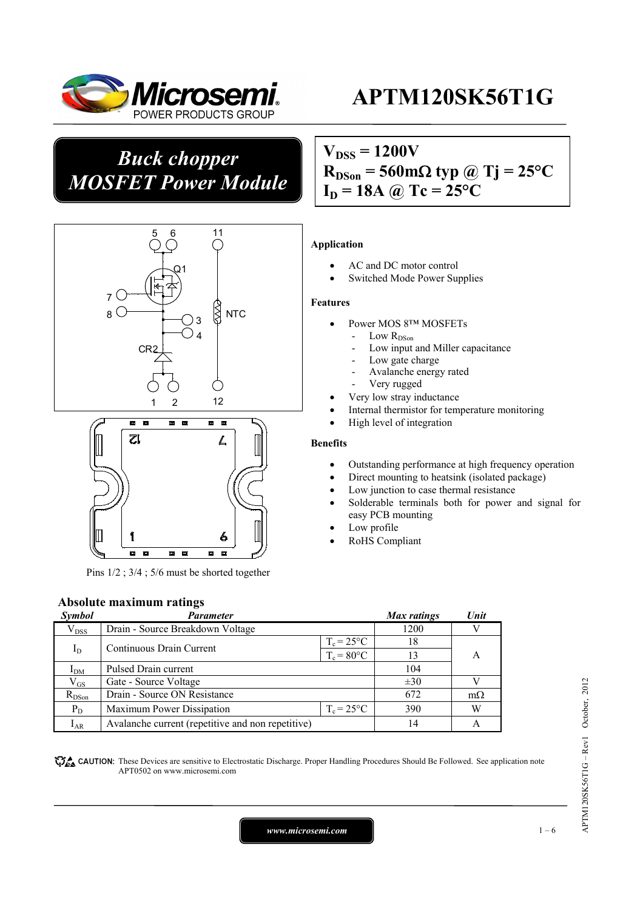# APTM120SK56T1G

## Buck chopper MOSFET Power Module

$V_{DSS}$ = 1200V
$R_{DSon}$ = 560mΩ typ @ Tj = 25°C
$I_D$ = 18A @ Tc = 25°C

Pins 1/2 ; 3/4 ; 5/6 must be shorted together

**Application**

- AC and DC motor control
- Switched Mode Power Supplies

**Features**

- Power MOS 8™ MOSFETs
  - Low $R_{DSon}$
  - Low input and Miller capacitance
  - Low gate charge
  - Avalanche energy rated
  - Very rugged
- Very low stray inductance
- Internal thermistor for temperature monitoring
- High level of integration

**Benefits**

- Outstanding performance at high frequency operation
- Direct mounting to heatsink (isolated package)
- Low junction to case thermal resistance
- Solderable terminals both for power and signal for easy PCB mounting
- Low profile
- RoHS Compliant

### Absolute maximum ratings

| Symbol | Parameter | | Max ratings | Unit |
|---|---|---|---|---|
| $V_{DSS}$ | Drain - Source Breakdown Voltage | | 1200 | V |
| $I_D$ | Continuous Drain Current | $T_c$ = 25°C | 18 | A |
| | | $T_c$ = 80°C | 13 | |
| $I_{DM}$ | Pulsed Drain current | | 104 | |
| $V_{GS}$ | Gate - Source Voltage | | ±30 | V |
| $R_{DSon}$ | Drain - Source ON Resistance | | 672 | mΩ |
| $P_D$ | Maximum Power Dissipation | $T_c$ = 25°C | 390 | W |
| $I_{AR}$ | Avalanche current (repetitive and non repetitive) | | 14 | A |

**CAUTION:** These Devices are sensitive to Electrostatic Discharge. Proper Handling Procedures Should Be Followed. See application note APT0502 on www.microsemi.com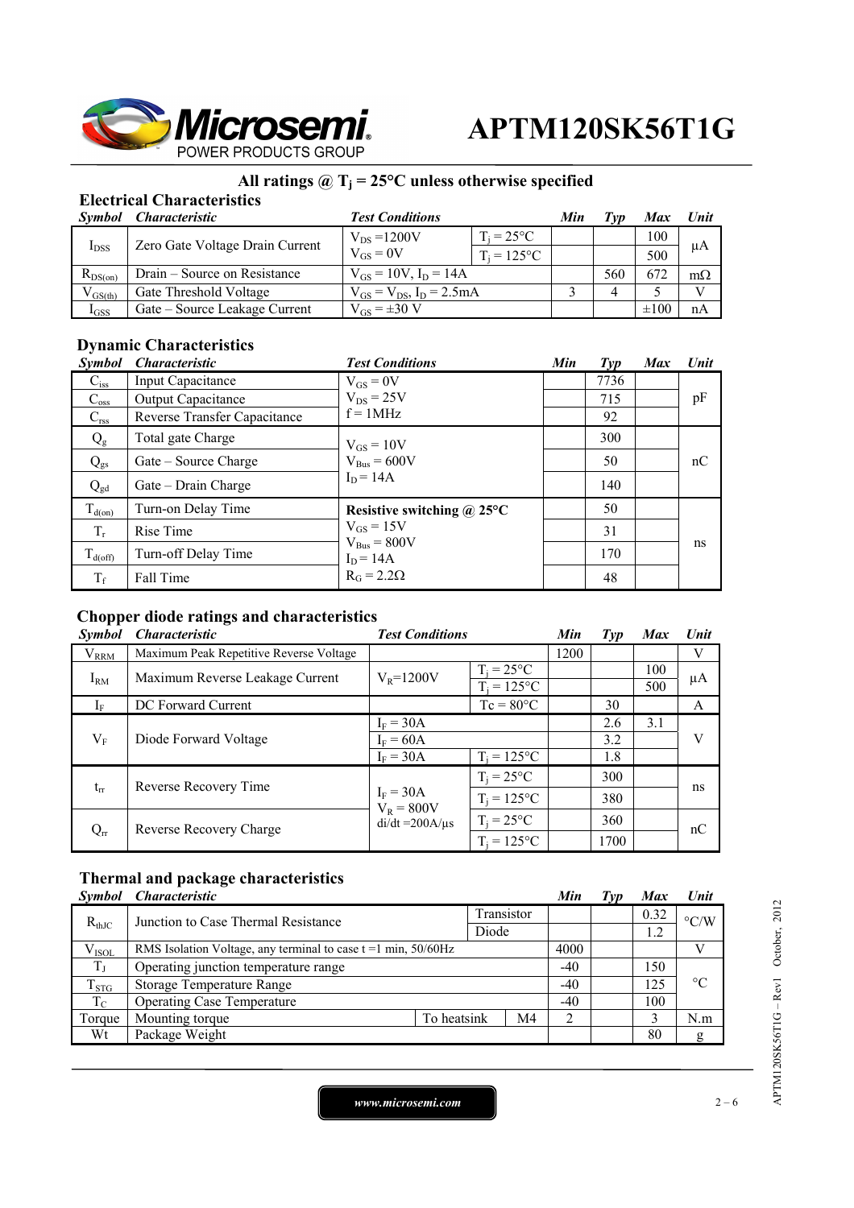## All ratings @ $T_j$ = 25°C unless otherwise specified

### Electrical Characteristics

| *Symbol* | *Characteristic* | *Test Conditions* | | *Min* | *Typ* | *Max* | *Unit* |
|---|---|---|---|---|---|---|---|
| $I_{DSS}$ | Zero Gate Voltage Drain Current | $V_{DS}$ =1200V, $V_{GS}$ = 0V | $T_j$ = 25°C | | | 100 | µA |
| | | | $T_j$ = 125°C | | | 500 | |
| $R_{DS(on)}$ | Drain – Source on Resistance | $V_{GS}$ = 10V, $I_D$ = 14A | | | 560 | 672 | mΩ |
| $V_{GS(th)}$ | Gate Threshold Voltage | $V_{GS}$ = $V_{DS}$, $I_D$ = 2.5mA | | 3 | 4 | 5 | V |
| $I_{GSS}$ | Gate – Source Leakage Current | $V_{GS}$ = ±30 V | | | | ±100 | nA |

### Dynamic Characteristics

| *Symbol* | *Characteristic* | *Test Conditions* | *Min* | *Typ* | *Max* | *Unit* |
|---|---|---|---|---|---|---|
| $C_{iss}$ | Input Capacitance | $V_{GS}$ = 0V, $V_{DS}$ = 25V, f = 1MHz | | 7736 | | pF |
| $C_{oss}$ | Output Capacitance | | | 715 | | |
| $C_{rss}$ | Reverse Transfer Capacitance | | | 92 | | |
| $Q_g$ | Total gate Charge | $V_{GS}$ = 10V, $V_{Bus}$ = 600V, $I_D$ = 14A | | 300 | | nC |
| $Q_{gs}$ | Gate – Source Charge | | | 50 | | |
| $Q_{gd}$ | Gate – Drain Charge | | | 140 | | |
| $T_{d(on)}$ | Turn-on Delay Time | **Resistive switching @ 25°C**, $V_{GS}$ = 15V, $V_{Bus}$ = 800V, $I_D$ = 14A, $R_G$ = 2.2Ω | | 50 | | ns |
| $T_r$ | Rise Time | | | 31 | | |
| $T_{d(off)}$ | Turn-off Delay Time | | | 170 | | |
| $T_f$ | Fall Time | | | 48 | | |

### Chopper diode ratings and characteristics

| *Symbol* | *Characteristic* | *Test Conditions* | | *Min* | *Typ* | *Max* | *Unit* |
|---|---|---|---|---|---|---|---|
| $V_{RRM}$ | Maximum Peak Repetitive Reverse Voltage | | | 1200 | | | V |
| $I_{RM}$ | Maximum Reverse Leakage Current | $V_R$=1200V | $T_j$ = 25°C | | | 100 | µA |
| | | | $T_j$ = 125°C | | | 500 | |
| $I_F$ | DC Forward Current | | Tc = 80°C | | 30 | | A |
| $V_F$ | Diode Forward Voltage | $I_F$ = 30A | | | 2.6 | 3.1 | V |
| | | $I_F$ = 60A | | | 3.2 | | |
| | | $I_F$ = 30A | $T_j$ = 125°C | | 1.8 | | |
| $t_{rr}$ | Reverse Recovery Time | $I_F$ = 30A, $V_R$ = 800V, di/dt =200A/µs | $T_j$ = 25°C | | 300 | | ns |
| | | | $T_j$ = 125°C | | 380 | | |
| $Q_{rr}$ | Reverse Recovery Charge | | $T_j$ = 25°C | | 360 | | nC |
| | | | $T_j$ = 125°C | | 1700 | | |

### Thermal and package characteristics

| *Symbol* | *Characteristic* | | *Min* | *Typ* | *Max* | *Unit* |
|---|---|---|---|---|---|---|
| $R_{thJC}$ | Junction to Case Thermal Resistance | Transistor | | | 0.32 | °C/W |
| | | Diode | | | 1.2 | |
| $V_{ISOL}$ | RMS Isolation Voltage, any terminal to case t =1 min, 50/60Hz | | 4000 | | | V |
| $T_J$ | Operating junction temperature range | | -40 | | 150 | °C |
| $T_{STG}$ | Storage Temperature Range | | -40 | | 125 | |
| $T_C$ | Operating Case Temperature | | -40 | | 100 | |
| Torque | Mounting torque | To heatsink M4 | 2 | | 3 | N.m |
| Wt | Package Weight | | | | 80 | g |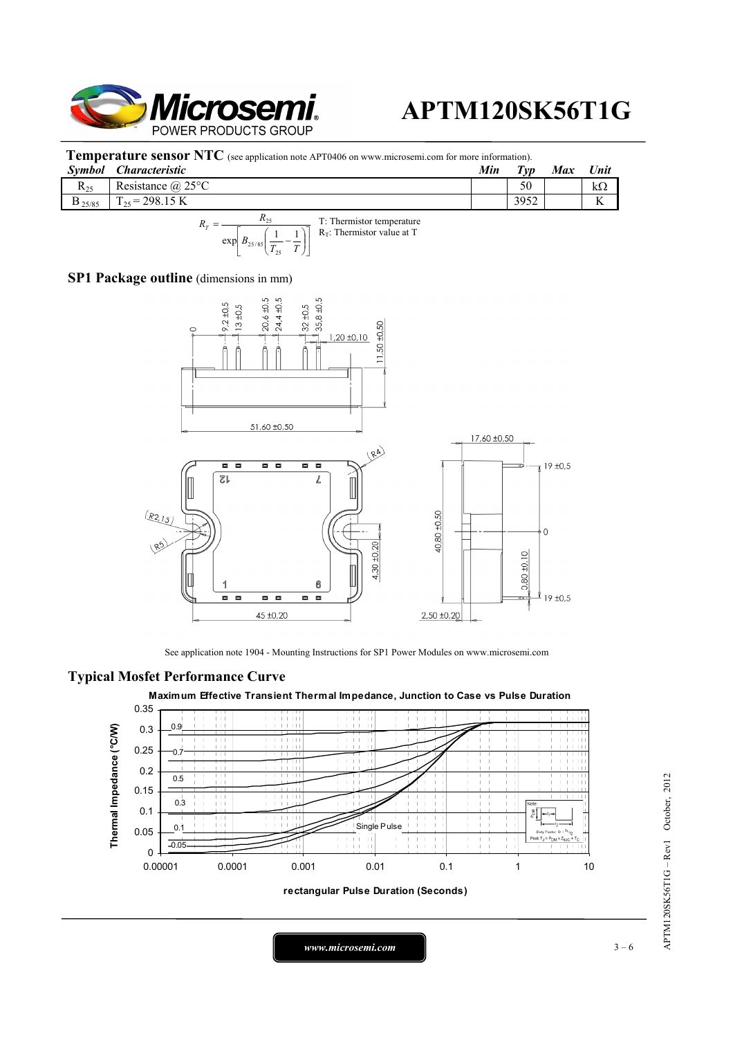## Temperature sensor NTC (see application note APT0406 on www.microsemi.com for more information).

| Symbol | Characteristic | Min | Typ | Max | Unit |
|---|---|---|---|---|---|
| $R_{25}$ | Resistance @ 25°C | | 50 | | kΩ |
| $B_{25/85}$ | $T_{25}$ = 298.15 K | | 3952 | | K |

$$R_T = \frac{R_{25}}{\exp\left[B_{25/85}\left(\frac{1}{T_{25}} - \frac{1}{T}\right)\right]}$$

T: Thermistor temperature
$R_T$: Thermistor value at T

## SP1 Package outline (dimensions in mm)

See application note 1904 - Mounting Instructions for SP1 Power Modules on www.microsemi.com

## Typical Mosfet Performance Curve

Maximum Effective Transient Thermal Impedance, Junction to Case vs Pulse Duration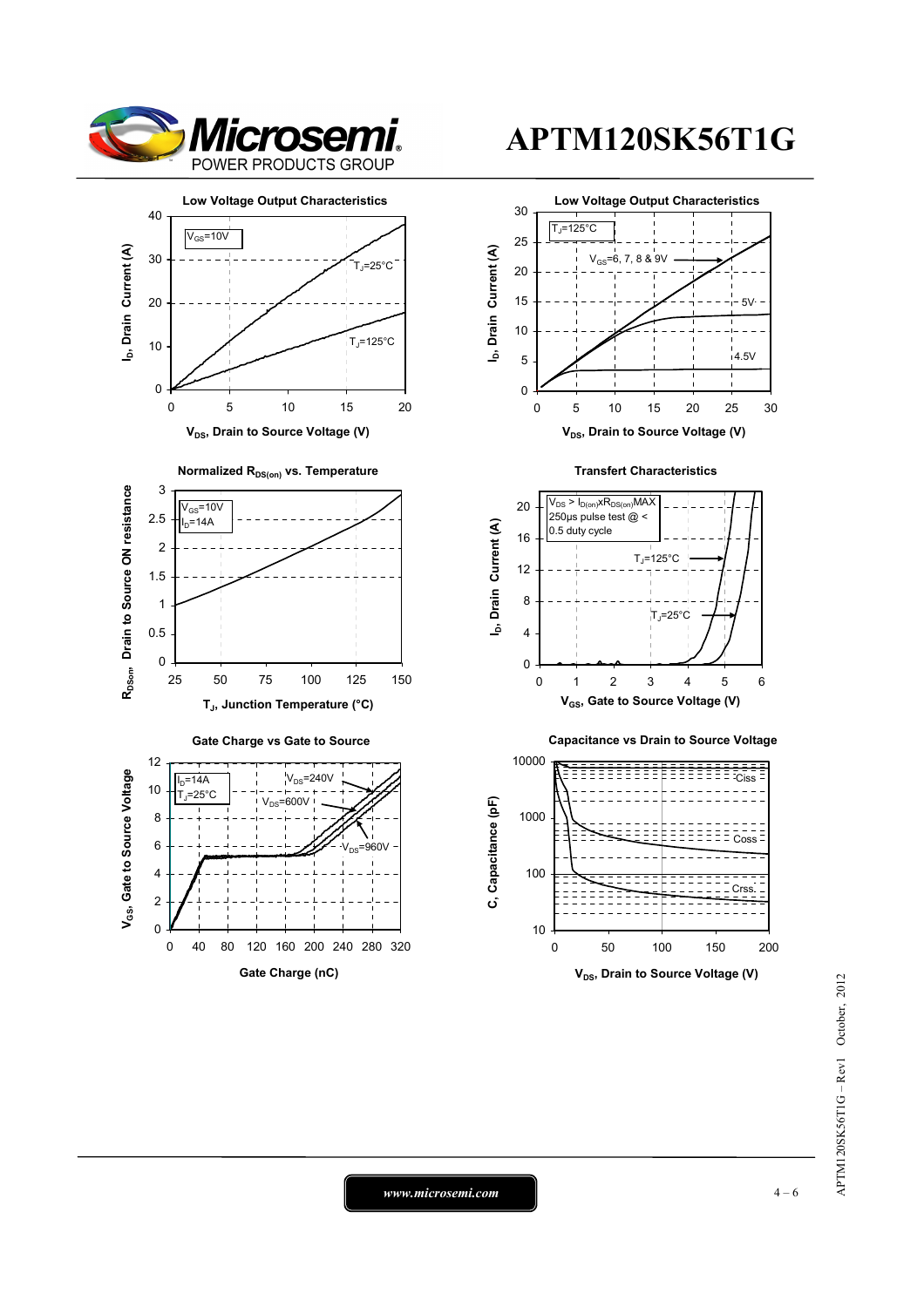# APTM120SK56T1G

## Low Voltage Output Characteristics

$V_{GS}$=10V

$T_J$=25°C

$T_J$=125°C

$I_D$, Drain Current (A)

$V_{DS}$, Drain to Source Voltage (V)

## Low Voltage Output Characteristics

$T_J$=125°C

$V_{GS}$=6, 7, 8 & 9V

5V

4.5V

$I_D$, Drain Current (A)

$V_{DS}$, Drain to Source Voltage (V)

## Normalized $R_{DS(on)}$ vs. Temperature

$V_{GS}$=10V

$I_D$=14A

$R_{DSon}$, Drain to Source ON resistance

$T_J$, Junction Temperature (°C)

## Transfert Characteristics

$V_{DS} > I_{D(on)} x R_{DS(on)}$MAX

250µs pulse test @ < 0.5 duty cycle

$T_J$=125°C

$T_J$=25°C

$I_D$, Drain Current (A)

$V_{GS}$, Gate to Source Voltage (V)

## Gate Charge vs Gate to Source

$I_D$=14A

$T_J$=25°C

$V_{DS}$=240V

$V_{DS}$=600V

$V_{DS}$=960V

$V_{GS}$, Gate to Source Voltage

Gate Charge (nC)

## Capacitance vs Drain to Source Voltage

Ciss

Coss

Crss

C, Capacitance (pF)

$V_{DS}$, Drain to Source Voltage (V)

www.microsemi.com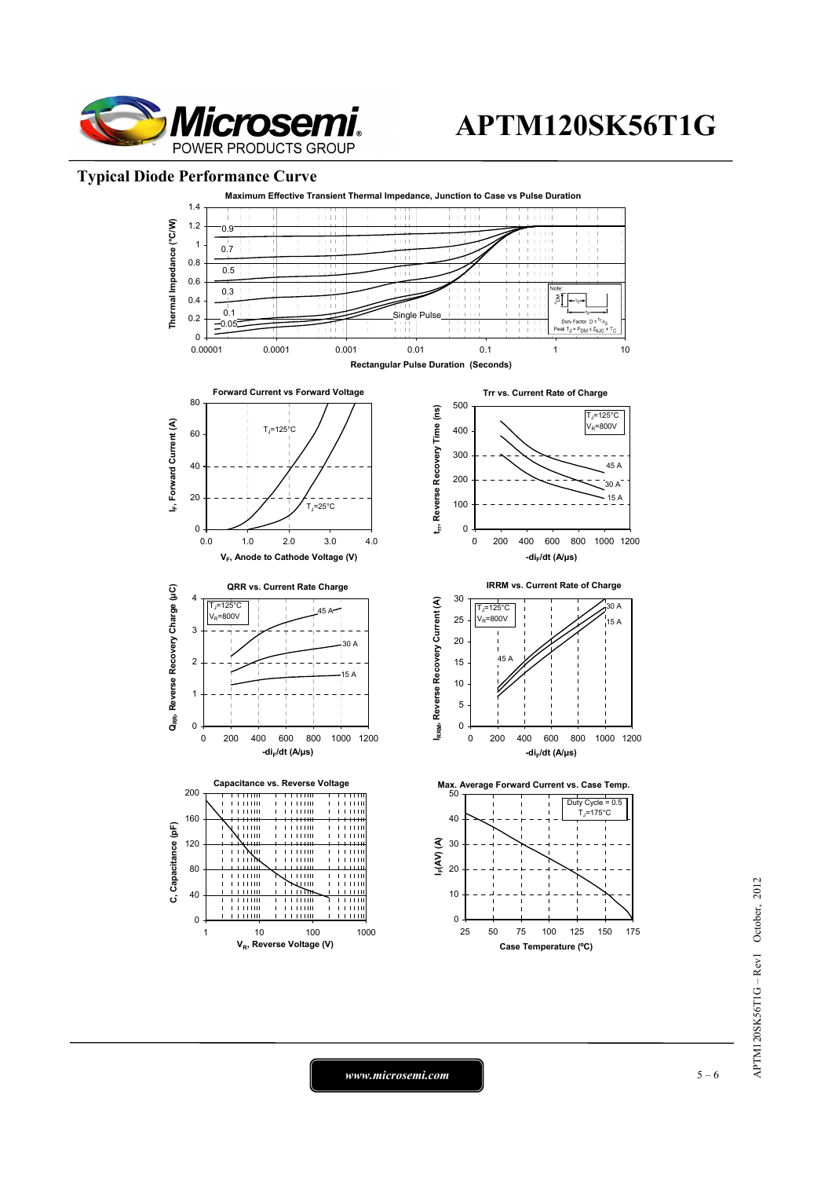## Typical Diode Performance Curve

**Maximum Effective Transient Thermal Impedance, Junction to Case vs Pulse Duration**

Thermal Impedance (°C/W) vs Rectangular Pulse Duration (Seconds)

Curves: 0.9, 0.7, 0.5, 0.3, 0.1, 0.05, Single Pulse

Note: Duty Factor $D = t_1/t_2$; Peak $T_J = P_{DM} \times Z_{\theta JC} + T_C$

**Forward Current vs Forward Voltage**

$I_F$, Forward Current (A) vs $V_F$, Anode to Cathode Voltage (V)

$T_J$=125°C, $T_J$=25°C

**Trr vs. Current Rate of Charge**

$t_{rr}$, Reverse Recovery Time (ns) vs $-di_F/dt$ (A/µs)

$T_J$=125°C, $V_R$=800V; 45 A, 30 A, 15 A

**QRR vs. Current Rate Charge**

$Q_{RR}$, Reverse Recovery Charge (µC) vs $-di_F/dt$ (A/µs)

$T_J$=125°C, $V_R$=800V; 45 A, 30 A, 15 A

**IRRM vs. Current Rate of Charge**

$I_{RRM}$, Reverse Recovery Current (A) vs $-di_F/dt$ (A/µs)

$T_J$=125°C, $V_R$=800V; 45 A, 30 A, 15 A

**Capacitance vs. Reverse Voltage**

C, Capacitance (pF) vs $V_R$, Reverse Voltage (V)

**Max. Average Forward Current vs. Case Temp.**

$I_{F(AV)}$ (A) vs Case Temperature (ºC)

Duty Cycle = 0.5, $T_J$=175°C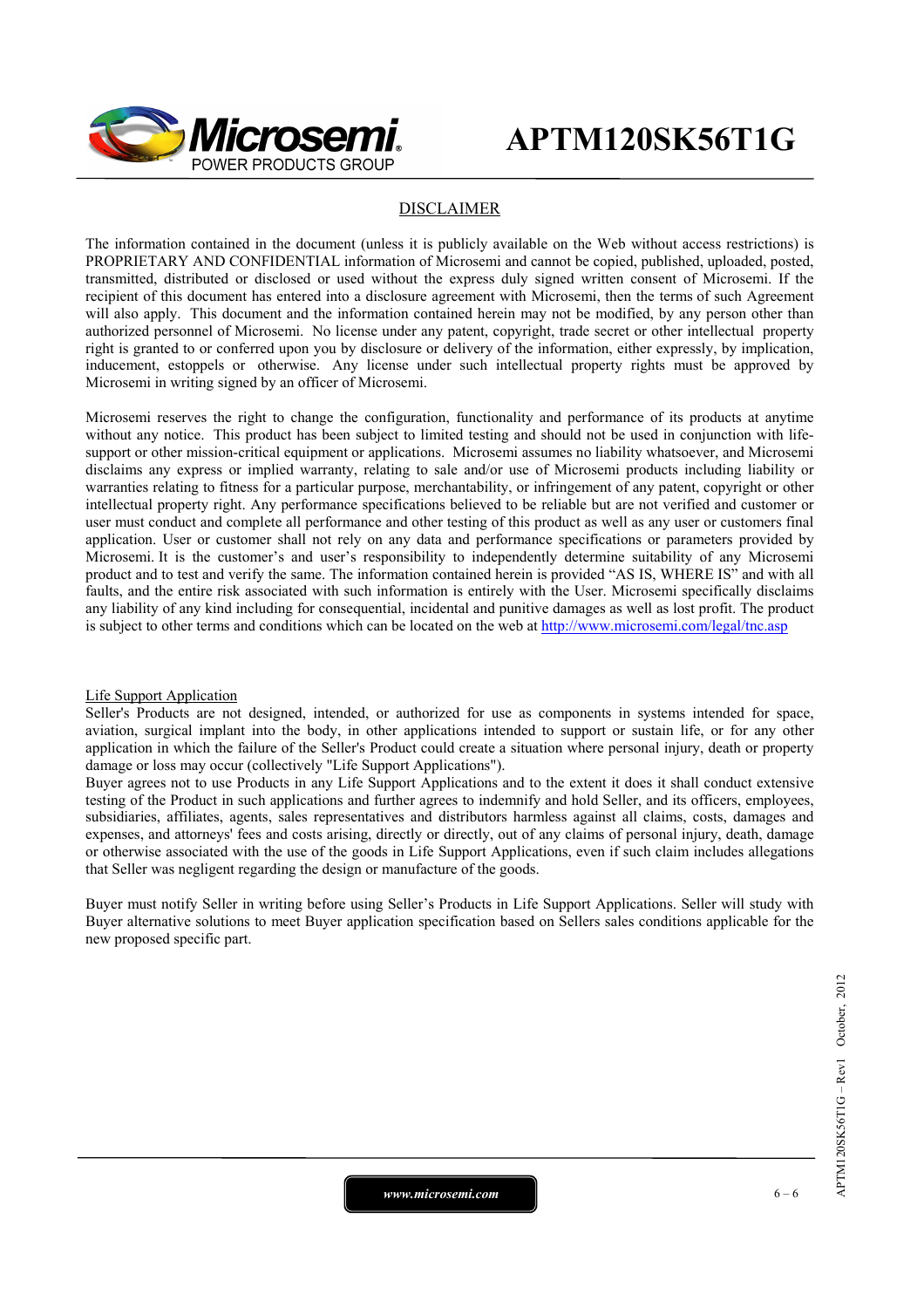## DISCLAIMER

The information contained in the document (unless it is publicly available on the Web without access restrictions) is PROPRIETARY AND CONFIDENTIAL information of Microsemi and cannot be copied, published, uploaded, posted, transmitted, distributed or disclosed or used without the express duly signed written consent of Microsemi. If the recipient of this document has entered into a disclosure agreement with Microsemi, then the terms of such Agreement will also apply. This document and the information contained herein may not be modified, by any person other than authorized personnel of Microsemi. No license under any patent, copyright, trade secret or other intellectual property right is granted to or conferred upon you by disclosure or delivery of the information, either expressly, by implication, inducement, estoppels or otherwise. Any license under such intellectual property rights must be approved by Microsemi in writing signed by an officer of Microsemi.

Microsemi reserves the right to change the configuration, functionality and performance of its products at anytime without any notice. This product has been subject to limited testing and should not be used in conjunction with life-support or other mission-critical equipment or applications. Microsemi assumes no liability whatsoever, and Microsemi disclaims any express or implied warranty, relating to sale and/or use of Microsemi products including liability or warranties relating to fitness for a particular purpose, merchantability, or infringement of any patent, copyright or other intellectual property right. Any performance specifications believed to be reliable but are not verified and customer or user must conduct and complete all performance and other testing of this product as well as any user or customers final application. User or customer shall not rely on any data and performance specifications or parameters provided by Microsemi. It is the customer's and user's responsibility to independently determine suitability of any Microsemi product and to test and verify the same. The information contained herein is provided "AS IS, WHERE IS" and with all faults, and the entire risk associated with such information is entirely with the User. Microsemi specifically disclaims any liability of any kind including for consequential, incidental and punitive damages as well as lost profit. The product is subject to other terms and conditions which can be located on the web at http://www.microsemi.com/legal/tnc.asp

### Life Support Application

Seller's Products are not designed, intended, or authorized for use as components in systems intended for space, aviation, surgical implant into the body, in other applications intended to support or sustain life, or for any other application in which the failure of the Seller's Product could create a situation where personal injury, death or property damage or loss may occur (collectively "Life Support Applications").

Buyer agrees not to use Products in any Life Support Applications and to the extent it does it shall conduct extensive testing of the Product in such applications and further agrees to indemnify and hold Seller, and its officers, employees, subsidiaries, affiliates, agents, sales representatives and distributors harmless against all claims, costs, damages and expenses, and attorneys' fees and costs arising, directly or indirectly, out of any claims of personal injury, death, damage or otherwise associated with the use of the goods in Life Support Applications, even if such claim includes allegations that Seller was negligent regarding the design or manufacture of the goods.

Buyer must notify Seller in writing before using Seller's Products in Life Support Applications. Seller will study with Buyer alternative solutions to meet Buyer application specification based on Sellers sales conditions applicable for the new proposed specific part.